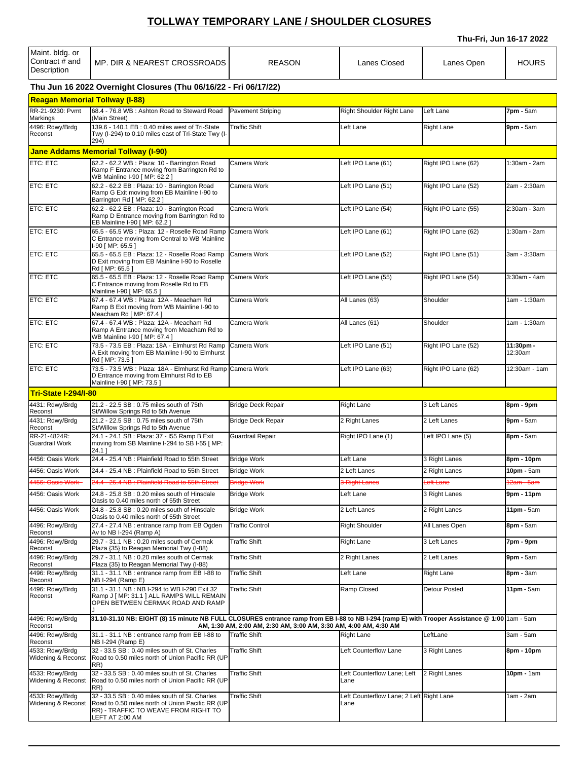# TOLLWAY TEMPORARY LANE / SHOULDER CLOSURES

**Thu-Fri, Jun 16-17 2022**

| Maint. bldg. or Contract # and Description | MP. DIR & NEAREST CROSSROADS | REASON | Lanes Closed | Lanes Open | HOURS |
|---|---|---|---|---|---|
| **Thu Jun 16 2022 Overnight Closures (Thu 06/16/22 - Fri 06/17/22)** | | | | | |
| **Reagan Memorial Tollway (I-88)** | | | | | |
| RR-21-9230: Pvmt Markings | 68.4 - 76.8 WB : Ashton Road to Steward Road (Main Street) | Pavement Striping | Right Shoulder Right Lane | Left Lane | **7pm -** 5am |
| 4496: Rdwy/Brdg Reconst | 139.6 - 140.1 EB : 0.40 miles west of Tri-State Twy (I-294) to 0.10 miles east of Tri-State Twy (I-294) | Traffic Shift | Left Lane | Right Lane | **9pm -** 5am |
| **Jane Addams Memorial Tollway (I-90)** | | | | | |
| ETC: ETC | 62.2 - 62.2 WB : Plaza: 10 - Barrington Road Ramp F Entrance moving from Barrington Rd to WB Mainline I-90 [ MP: 62.2 ] | Camera Work | Left IPO Lane (61) | Right IPO Lane (62) | 1:30am - 2am |
| ETC: ETC | 62.2 - 62.2 EB : Plaza: 10 - Barrington Road Ramp G Exit moving from EB Mainline I-90 to Barrington Rd [ MP: 62.2 ] | Camera Work | Left IPO Lane (51) | Right IPO Lane (52) | 2am - 2:30am |
| ETC: ETC | 62.2 - 62.2 EB : Plaza: 10 - Barrington Road Ramp D Entrance moving from Barrington Rd to EB Mainline I-90 [ MP: 62.2 ] | Camera Work | Left IPO Lane (54) | Right IPO Lane (55) | 2:30am - 3am |
| ETC: ETC | 65.5 - 65.5 WB : Plaza: 12 - Roselle Road Ramp C Entrance moving from Central to WB Mainline I-90 [ MP: 65.5 ] | Camera Work | Left IPO Lane (61) | Right IPO Lane (62) | 1:30am - 2am |
| ETC: ETC | 65.5 - 65.5 EB : Plaza: 12 - Roselle Road Ramp D Exit moving from EB Mainline I-90 to Roselle Rd [ MP: 65.5 ] | Camera Work | Left IPO Lane (52) | Right IPO Lane (51) | 3am - 3:30am |
| ETC: ETC | 65.5 - 65.5 EB : Plaza: 12 - Roselle Road Ramp C Entrance moving from Roselle Rd to EB Mainline I-90 [ MP: 65.5 ] | Camera Work | Left IPO Lane (55) | Right IPO Lane (54) | 3:30am - 4am |
| ETC: ETC | 67.4 - 67.4 WB : Plaza: 12A - Meacham Rd Ramp B Exit moving from WB Mainline I-90 to Meacham Rd [ MP: 67.4 ] | Camera Work | All Lanes (63) | Shoulder | 1am - 1:30am |
| ETC: ETC | 67.4 - 67.4 WB : Plaza: 12A - Meacham Rd Ramp A Entrance moving from Meacham Rd to WB Mainline I-90 [ MP: 67.4 ] | Camera Work | All Lanes (61) | Shoulder | 1am - 1:30am |
| ETC: ETC | 73.5 - 73.5 EB : Plaza: 18A - Elmhurst Rd Ramp A Exit moving from EB Mainline I-90 to Elmhurst Rd [ MP: 73.5 ] | Camera Work | Left IPO Lane (51) | Right IPO Lane (52) | **11:30pm -** 12:30am |
| ETC: ETC | 73.5 - 73.5 WB : Plaza: 18A - Elmhurst Rd Ramp D Entrance moving from Elmhurst Rd to EB Mainline I-90 [ MP: 73.5 ] | Camera Work | Left IPO Lane (63) | Right IPO Lane (62) | 12:30am - 1am |
| **Tri-State I-294/I-80** | | | | | |
| 4431: Rdwy/Brdg Reconst | 21.2 - 22.5 SB : 0.75 miles south of 75th St/Willow Springs Rd to 5th Avenue | Bridge Deck Repair | Right Lane | 3 Left Lanes | **8pm - 9pm** |
| 4431: Rdwy/Brdg Reconst | 21.2 - 22.5 SB : 0.75 miles south of 75th St/Willow Springs Rd to 5th Avenue | Bridge Deck Repair | 2 Right Lanes | 2 Left Lanes | **9pm -** 5am |
| RR-21-4824R: Guardrail Work | 24.1 - 24.1 SB : Plaza: 37 - I55 Ramp B Exit moving from SB Mainline I-294 to SB I-55 [ MP: 24.1 ] | Guardrail Repair | Right IPO Lane (1) | Left IPO Lane (5) | **8pm -** 5am |
| 4456: Oasis Work | 24.4 - 25.4 NB : Plainfield Road to 55th Street | Bridge Work | Left Lane | 3 Right Lanes | **8pm - 10pm** |
| 4456: Oasis Work | 24.4 - 25.4 NB : Plainfield Road to 55th Street | Bridge Work | 2 Left Lanes | 2 Right Lanes | **10pm -** 5am |
| ~~4456: Oasis Work~~ | ~~24.4 - 25.4 NB : Plainfield Road to 55th Street~~ | ~~Bridge Work~~ | ~~3 Right Lanes~~ | ~~Left Lane~~ | ~~12am - 5am~~ |
| 4456: Oasis Work | 24.8 - 25.8 SB : 0.20 miles south of Hinsdale Oasis to 0.40 miles north of 55th Street | Bridge Work | Left Lane | 3 Right Lanes | **9pm - 11pm** |
| 4456: Oasis Work | 24.8 - 25.8 SB : 0.20 miles south of Hinsdale Oasis to 0.40 miles north of 55th Street | Bridge Work | 2 Left Lanes | 2 Right Lanes | **11pm -** 5am |
| 4496: Rdwy/Brdg Reconst | 27.4 - 27.4 NB : entrance ramp from EB Ogden Av to NB I-294 (Ramp A) | Traffic Control | Right Shoulder | All Lanes Open | **8pm -** 5am |
| 4496: Rdwy/Brdg Reconst | 29.7 - 31.1 NB : 0.20 miles south of Cermak Plaza {35} to Reagan Memorial Twy (I-88) | Traffic Shift | Right Lane | 3 Left Lanes | **7pm - 9pm** |
| 4496: Rdwy/Brdg Reconst | 29.7 - 31.1 NB : 0.20 miles south of Cermak Plaza {35} to Reagan Memorial Twy (I-88) | Traffic Shift | 2 Right Lanes | 2 Left Lanes | **9pm -** 5am |
| 4496: Rdwy/Brdg Reconst | 31.1 - 31.1 NB : entrance ramp from EB I-88 to NB I-294 (Ramp E) | Traffic Shift | Left Lane | Right Lane | **8pm -** 3am |
| 4496: Rdwy/Brdg Reconst | 31.1 - 31.1 NB : NB I-294 to WB I-290 Exit 32 Ramp J [ MP: 31.1 ] ALL RAMPS WILL REMAIN OPEN BETWEEN CERMAK ROAD AND RAMP J | Traffic Shift | Ramp Closed | Detour Posted | **11pm -** 5am |
| 4496: Rdwy/Brdg Reconst | **31.10-31.10 NB: EIGHT (8) 15 minute NB FULL CLOSURES entrance ramp from EB I-88 to NB I-294 (ramp E) with Trooper Assistance @ 1:00 AM, 1:30 AM, 2:00 AM, 2:30 AM, 3:00 AM, 3:30 AM, 4:00 AM, 4:30 AM** | | | | 1am - 5am |
| 4496: Rdwy/Brdg Reconst | 31.1 - 31.1 NB : entrance ramp from EB I-88 to NB I-294 (Ramp E) | Traffic Shift | Right Lane | LeftLane | 3am - 5am |
| 4533: Rdwy/Brdg Widening & Reconst | 32 - 33.5 SB : 0.40 miles south of St. Charles Road to 0.50 miles north of Union Pacific RR (UP RR) | Traffic Shift | Left Counterflow Lane | 3 Right Lanes | **8pm - 10pm** |
| 4533: Rdwy/Brdg Widening & Reconst | 32 - 33.5 SB : 0.40 miles south of St. Charles Road to 0.50 miles north of Union Pacific RR (UP RR) | Traffic Shift | Left Counterflow Lane; Left Lane | 2 Right Lanes | **10pm -** 1am |
| 4533: Rdwy/Brdg Widening & Reconst | 32 - 33.5 SB : 0.40 miles south of St. Charles Road to 0.50 miles north of Union Pacific RR (UP RR) - TRAFFIC TO WEAVE FROM RIGHT TO LEFT AT 2:00 AM | Traffic Shift | Left Counterflow Lane; 2 Left Lane | Right Lane | 1am - 2am |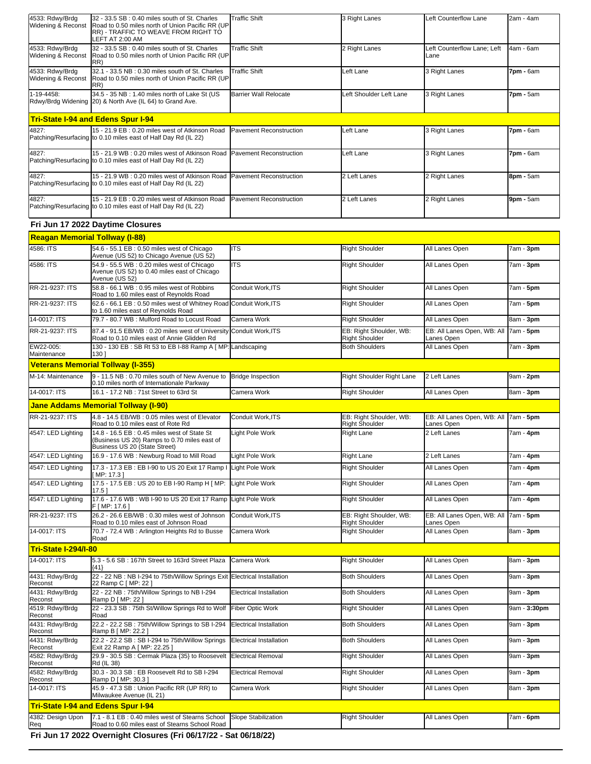| | | | | | |
|---|---|---|---|---|---|
| 4533: Rdwy/Brdg Widening & Reconst | 32 - 33.5 SB : 0.40 miles south of St. Charles Road to 0.50 miles north of Union Pacific RR (UP RR) - TRAFFIC TO WEAVE FROM RIGHT TO LEFT AT 2:00 AM | Traffic Shift | 3 Right Lanes | Left Counterflow Lane | 2am - 4am |
| 4533: Rdwy/Brdg Widening & Reconst | 32 - 33.5 SB : 0.40 miles south of St. Charles Road to 0.50 miles north of Union Pacific RR (UP RR) | Traffic Shift | 2 Right Lanes | Left Counterflow Lane; Left Lane | 4am - 6am |
| 4533: Rdwy/Brdg Widening & Reconst | 32.1 - 33.5 NB : 0.30 miles south of St. Charles Road to 0.50 miles north of Union Pacific RR (UP RR) | Traffic Shift | Left Lane | 3 Right Lanes | **7pm** - 6am |
| 1-19-4458: Rdwy/Brdg Widening | 34.5 - 35 NB : 1.40 miles north of Lake St (US 20) & North Ave (IL 64) to Grand Ave. | Barrier Wall Relocate | Left Shoulder Left Lane | 3 Right Lanes | **7pm** - 5am |

**Tri-State I-94 and Edens Spur I-94**

| | | | | | |
|---|---|---|---|---|---|
| 4827: Patching/Resurfacing | 15 - 21.9 EB : 0.20 miles west of Atkinson Road to 0.10 miles east of Half Day Rd (IL 22) | Pavement Reconstruction | Left Lane | 3 Right Lanes | **7pm** - 6am |
| 4827: Patching/Resurfacing | 15 - 21.9 WB : 0.20 miles west of Atkinson Road to 0.10 miles east of Half Day Rd (IL 22) | Pavement Reconstruction | Left Lane | 3 Right Lanes | **7pm** - 6am |
| 4827: Patching/Resurfacing | 15 - 21.9 WB : 0.20 miles west of Atkinson Road to 0.10 miles east of Half Day Rd (IL 22) | Pavement Reconstruction | 2 Left Lanes | 2 Right Lanes | **8pm** - 5am |
| 4827: Patching/Resurfacing | 15 - 21.9 EB : 0.20 miles west of Atkinson Road to 0.10 miles east of Half Day Rd (IL 22) | Pavement Reconstruction | 2 Left Lanes | 2 Right Lanes | **9pm** - 5am |

## Fri Jun 17 2022 Daytime Closures

**Reagan Memorial Tollway (I-88)**

| | | | | | |
|---|---|---|---|---|---|
| 4586: ITS | 54.6 - 55.1 EB : 0.50 miles west of Chicago Avenue (US 52) to Chicago Avenue (US 52) | ITS | Right Shoulder | All Lanes Open | 7am - **3pm** |
| 4586: ITS | 54.9 - 55.5 WB : 0.20 miles west of Chicago Avenue (US 52) to 0.40 miles east of Chicago Avenue (US 52) | ITS | Right Shoulder | All Lanes Open | 7am - **3pm** |
| RR-21-9237: ITS | 58.8 - 66.1 WB : 0.95 miles west of Robbins Road to 1.60 miles east of Reynolds Road | Conduit Work,ITS | Right Shoulder | All Lanes Open | 7am - **5pm** |
| RR-21-9237: ITS | 62.6 - 66.1 EB : 0.50 miles west of Whitney Road to 1.60 miles east of Reynolds Road | Conduit Work,ITS | Right Shoulder | All Lanes Open | 7am - **5pm** |
| 14-0017: ITS | 79.7 - 80.7 WB : Mulford Road to Locust Road | Camera Work | Right Shoulder | All Lanes Open | 8am - **3pm** |
| RR-21-9237: ITS | 87.4 - 91.5 EB/WB : 0.20 miles west of University Road to 0.10 miles east of Annie Glidden Rd | Conduit Work,ITS | EB: Right Shoulder, WB: Right Shoulder | EB: All Lanes Open, WB: All Lanes Open | 7am - **5pm** |
| EW22-005: Maintenance | 130 - 130 EB : SB Rt 53 to EB I-88 Ramp A [ MP: 130 ] | Landscaping | Both Shoulders | All Lanes Open | 7am - **3pm** |

**Veterans Memorial Tollway (I-355)**

| | | | | | |
|---|---|---|---|---|---|
| M-14: Maintenance | 9 - 11.5 NB : 0.70 miles south of New Avenue to 0.10 miles north of Internationale Parkway | Bridge Inspection | Right Shoulder Right Lane | 2 Left Lanes | 9am - **2pm** |
| 14-0017: ITS | 16.1 - 17.2 NB : 71st Street to 63rd St | Camera Work | Right Shoulder | All Lanes Open | 8am - **3pm** |

**Jane Addams Memorial Tollway (I-90)**

| | | | | | |
|---|---|---|---|---|---|
| RR-21-9237: ITS | 4.8 - 14.5 EB/WB : 0.05 miles west of Elevator Road to 0.10 miles east of Rote Rd | Conduit Work,ITS | EB: Right Shoulder, WB: Right Shoulder | EB: All Lanes Open, WB: All Lanes Open | 7am - **5pm** |
| 4547: LED Lighting | 14.8 - 16.5 EB : 0.45 miles west of State St (Business US 20) Ramps to 0.70 miles east of Business US 20 (State Street) | Light Pole Work | Right Lane | 2 Left Lanes | 7am - **4pm** |
| 4547: LED Lighting | 16.9 - 17.6 WB : Newburg Road to Mill Road | Light Pole Work | Right Lane | 2 Left Lanes | 7am - **4pm** |
| 4547: LED Lighting | 17.3 - 17.3 EB : EB I-90 to US 20 Exit 17 Ramp I [ MP: 17.3 ] | Light Pole Work | Right Shoulder | All Lanes Open | 7am - **4pm** |
| 4547: LED Lighting | 17.5 - 17.5 EB : US 20 to EB I-90 Ramp H [ MP: 17.5 ] | Light Pole Work | Right Shoulder | All Lanes Open | 7am - **4pm** |
| 4547: LED Lighting | 17.6 - 17.6 WB : WB I-90 to US 20 Exit 17 Ramp F [ MP: 17.6 ] | Light Pole Work | Right Shoulder | All Lanes Open | 7am - **4pm** |
| RR-21-9237: ITS | 26.2 - 26.6 EB/WB : 0.30 miles west of Johnson Road to 0.10 miles east of Johnson Road | Conduit Work,ITS | EB: Right Shoulder, WB: Right Shoulder | EB: All Lanes Open, WB: All Lanes Open | 7am - **5pm** |
| 14-0017: ITS | 70.7 - 72.4 WB : Arlington Heights Rd to Busse Road | Camera Work | Right Shoulder | All Lanes Open | 8am - **3pm** |

**Tri-State I-294/I-80**

| | | | | | |
|---|---|---|---|---|---|
| 14-0017: ITS | 5.3 - 5.6 SB : 167th Street to 163rd Street Plaza {41} | Camera Work | Right Shoulder | All Lanes Open | 8am - **3pm** |
| 4431: Rdwy/Brdg Reconst | 22 - 22 NB : NB I-294 to 75th/Willow Springs Exit 22 Ramp C [ MP: 22 ] | Electrical Installation | Both Shoulders | All Lanes Open | 9am - **3pm** |
| 4431: Rdwy/Brdg Reconst | 22 - 22 NB : 75th/Willow Springs to NB I-294 Ramp D [ MP: 22 ] | Electrical Installation | Both Shoulders | All Lanes Open | 9am - **3pm** |
| 4519: Rdwy/Brdg Reconst | 22 - 23.3 SB : 75th St/Willow Springs Rd to Wolf Road | Fiber Optic Work | Right Shoulder | All Lanes Open | 9am - **3:30pm** |
| 4431: Rdwy/Brdg Reconst | 22.2 - 22.2 SB : 75th/Willow Springs to SB I-294 Ramp B [ MP: 22.2 ] | Electrical Installation | Both Shoulders | All Lanes Open | 9am - **3pm** |
| 4431: Rdwy/Brdg Reconst | 22.2 - 22.2 SB : SB I-294 to 75th/Willow Springs Exit 22 Ramp A [ MP: 22.25 ] | Electrical Installation | Both Shoulders | All Lanes Open | 9am - **3pm** |
| 4582: Rdwy/Brdg Reconst | 29.9 - 30.5 SB : Cermak Plaza {35} to Roosevelt Rd (IL 38) | Electrical Removal | Right Shoulder | All Lanes Open | 9am - **3pm** |
| 4582: Rdwy/Brdg Reconst | 30.3 - 30.3 SB : EB Roosevelt Rd to SB I-294 Ramp D [ MP: 30.3 ] | Electrical Removal | Right Shoulder | All Lanes Open | 9am - **3pm** |
| 14-0017: ITS | 45.9 - 47.3 SB : Union Pacific RR (UP RR) to Milwaukee Avenue (IL 21) | Camera Work | Right Shoulder | All Lanes Open | 8am - **3pm** |

**Tri-State I-94 and Edens Spur I-94**

| | | | | | |
|---|---|---|---|---|---|
| 4382: Design Upon Req | 7.1 - 8.1 EB : 0.40 miles west of Stearns School Road to 0.60 miles east of Stearns School Road | Slope Stabilization | Right Shoulder | All Lanes Open | 7am - **6pm** |

## Fri Jun 17 2022 Overnight Closures (Fri 06/17/22 - Sat 06/18/22)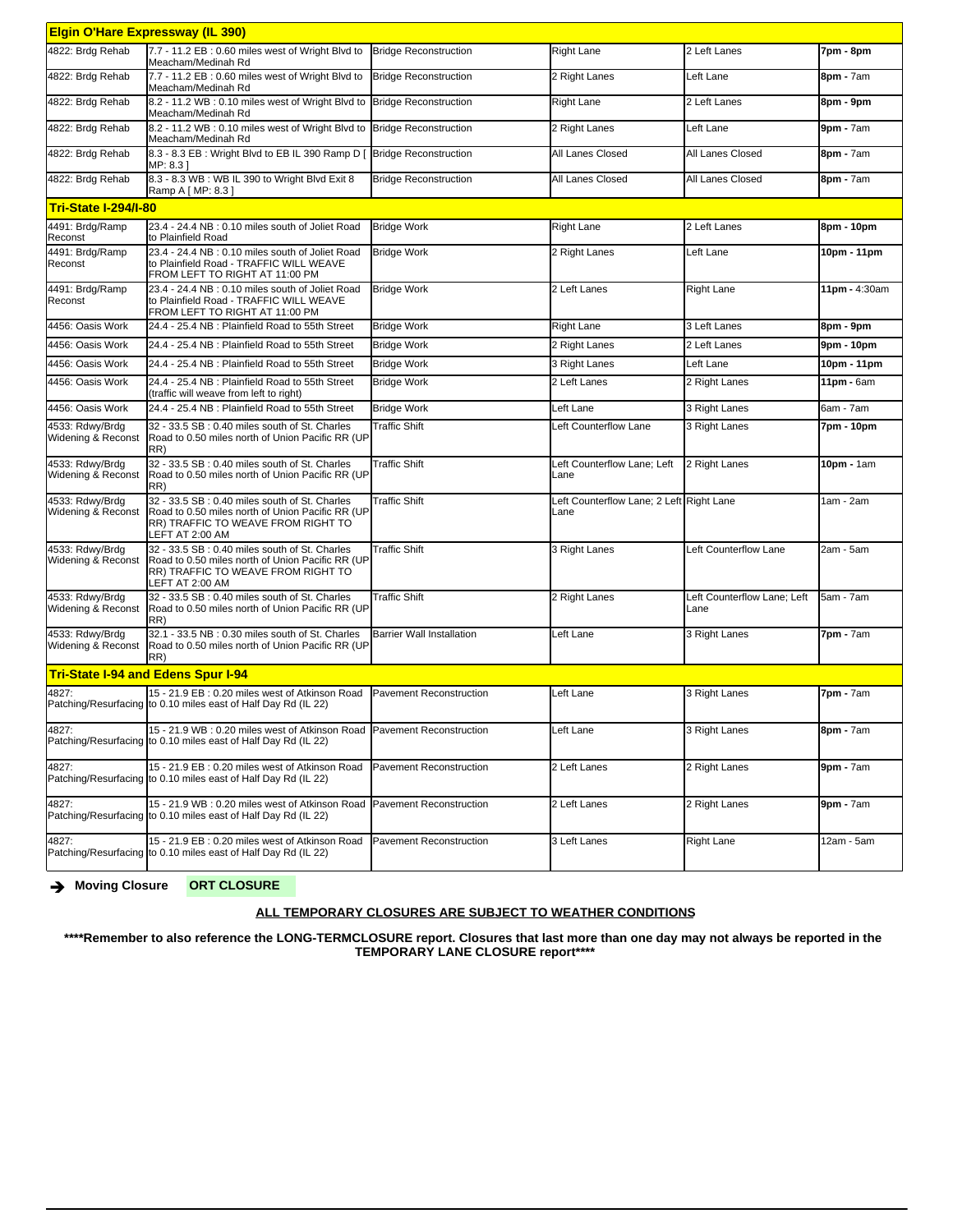| **Elgin O'Hare Expressway (IL 390)** | | | | | |
|---|---|---|---|---|---|
| 4822: Brdg Rehab | 7.7 - 11.2 EB : 0.60 miles west of Wright Blvd to Meacham/Medinah Rd | Bridge Reconstruction | Right Lane | 2 Left Lanes | **7pm - 8pm** |
| 4822: Brdg Rehab | 7.7 - 11.2 EB : 0.60 miles west of Wright Blvd to Meacham/Medinah Rd | Bridge Reconstruction | 2 Right Lanes | Left Lane | **8pm -** 7am |
| 4822: Brdg Rehab | 8.2 - 11.2 WB : 0.10 miles west of Wright Blvd to Meacham/Medinah Rd | Bridge Reconstruction | Right Lane | 2 Left Lanes | **8pm - 9pm** |
| 4822: Brdg Rehab | 8.2 - 11.2 WB : 0.10 miles west of Wright Blvd to Meacham/Medinah Rd | Bridge Reconstruction | 2 Right Lanes | Left Lane | **9pm -** 7am |
| 4822: Brdg Rehab | 8.3 - 8.3 EB : Wright Blvd to EB IL 390 Ramp D [ MP: 8.3 ] | Bridge Reconstruction | All Lanes Closed | All Lanes Closed | **8pm -** 7am |
| 4822: Brdg Rehab | 8.3 - 8.3 WB : WB IL 390 to Wright Blvd Exit 8 Ramp A [ MP: 8.3 ] | Bridge Reconstruction | All Lanes Closed | All Lanes Closed | **8pm -** 7am |
| **Tri-State I-294/I-80** | | | | | |
| 4491: Brdg/Ramp Reconst | 23.4 - 24.4 NB : 0.10 miles south of Joliet Road to Plainfield Road | Bridge Work | Right Lane | 2 Left Lanes | **8pm - 10pm** |
| 4491: Brdg/Ramp Reconst | 23.4 - 24.4 NB : 0.10 miles south of Joliet Road to Plainfield Road - TRAFFIC WILL WEAVE FROM LEFT TO RIGHT AT 11:00 PM | Bridge Work | 2 Right Lanes | Left Lane | **10pm - 11pm** |
| 4491: Brdg/Ramp Reconst | 23.4 - 24.4 NB : 0.10 miles south of Joliet Road to Plainfield Road - TRAFFIC WILL WEAVE FROM LEFT TO RIGHT AT 11:00 PM | Bridge Work | 2 Left Lanes | Right Lane | **11pm -** 4:30am |
| 4456: Oasis Work | 24.4 - 25.4 NB : Plainfield Road to 55th Street | Bridge Work | Right Lane | 3 Left Lanes | **8pm - 9pm** |
| 4456: Oasis Work | 24.4 - 25.4 NB : Plainfield Road to 55th Street | Bridge Work | 2 Right Lanes | 2 Left Lanes | **9pm - 10pm** |
| 4456: Oasis Work | 24.4 - 25.4 NB : Plainfield Road to 55th Street | Bridge Work | 3 Right Lanes | Left Lane | **10pm - 11pm** |
| 4456: Oasis Work | 24.4 - 25.4 NB : Plainfield Road to 55th Street (traffic will weave from left to right) | Bridge Work | 2 Left Lanes | 2 Right Lanes | **11pm -** 6am |
| 4456: Oasis Work | 24.4 - 25.4 NB : Plainfield Road to 55th Street | Bridge Work | Left Lane | 3 Right Lanes | 6am - 7am |
| 4533: Rdwy/Brdg Widening & Reconst | 32 - 33.5 SB : 0.40 miles south of St. Charles Road to 0.50 miles north of Union Pacific RR (UP RR) | Traffic Shift | Left Counterflow Lane | 3 Right Lanes | **7pm - 10pm** |
| 4533: Rdwy/Brdg Widening & Reconst | 32 - 33.5 SB : 0.40 miles south of St. Charles Road to 0.50 miles north of Union Pacific RR (UP RR) | Traffic Shift | Left Counterflow Lane; Left Lane | 2 Right Lanes | **10pm -** 1am |
| 4533: Rdwy/Brdg Widening & Reconst | 32 - 33.5 SB : 0.40 miles south of St. Charles Road to 0.50 miles north of Union Pacific RR (UP RR) TRAFFIC TO WEAVE FROM RIGHT TO LEFT AT 2:00 AM | Traffic Shift | Left Counterflow Lane; 2 Left Lane | Right Lane | 1am - 2am |
| 4533: Rdwy/Brdg Widening & Reconst | 32 - 33.5 SB : 0.40 miles south of St. Charles Road to 0.50 miles north of Union Pacific RR (UP RR) TRAFFIC TO WEAVE FROM RIGHT TO LEFT AT 2:00 AM | Traffic Shift | 3 Right Lanes | Left Counterflow Lane | 2am - 5am |
| 4533: Rdwy/Brdg Widening & Reconst | 32 - 33.5 SB : 0.40 miles south of St. Charles Road to 0.50 miles north of Union Pacific RR (UP RR) | Traffic Shift | 2 Right Lanes | Left Counterflow Lane; Left Lane | 5am - 7am |
| 4533: Rdwy/Brdg Widening & Reconst | 32.1 - 33.5 NB : 0.30 miles south of St. Charles Road to 0.50 miles north of Union Pacific RR (UP RR) | Barrier Wall Installation | Left Lane | 3 Right Lanes | **7pm -** 7am |
| **Tri-State I-94 and Edens Spur I-94** | | | | | |
| 4827: Patching/Resurfacing | 15 - 21.9 EB : 0.20 miles west of Atkinson Road to 0.10 miles east of Half Day Rd (IL 22) | Pavement Reconstruction | Left Lane | 3 Right Lanes | **7pm -** 7am |
| 4827: Patching/Resurfacing | 15 - 21.9 WB : 0.20 miles west of Atkinson Road to 0.10 miles east of Half Day Rd (IL 22) | Pavement Reconstruction | Left Lane | 3 Right Lanes | **8pm -** 7am |
| 4827: Patching/Resurfacing | 15 - 21.9 EB : 0.20 miles west of Atkinson Road to 0.10 miles east of Half Day Rd (IL 22) | Pavement Reconstruction | 2 Left Lanes | 2 Right Lanes | **9pm -** 7am |
| 4827: Patching/Resurfacing | 15 - 21.9 WB : 0.20 miles west of Atkinson Road to 0.10 miles east of Half Day Rd (IL 22) | Pavement Reconstruction | 2 Left Lanes | 2 Right Lanes | **9pm -** 7am |
| 4827: Patching/Resurfacing | 15 - 21.9 EB : 0.20 miles west of Atkinson Road to 0.10 miles east of Half Day Rd (IL 22) | Pavement Reconstruction | 3 Left Lanes | Right Lane | 12am - 5am |

➔ **Moving Closure** **ORT CLOSURE**

**ALL TEMPORARY CLOSURES ARE SUBJECT TO WEATHER CONDITIONS**

**\*\*\*\*Remember to also reference the LONG-TERMCLOSURE report. Closures that last more than one day may not always be reported in the TEMPORARY LANE CLOSURE report\*\*\*\***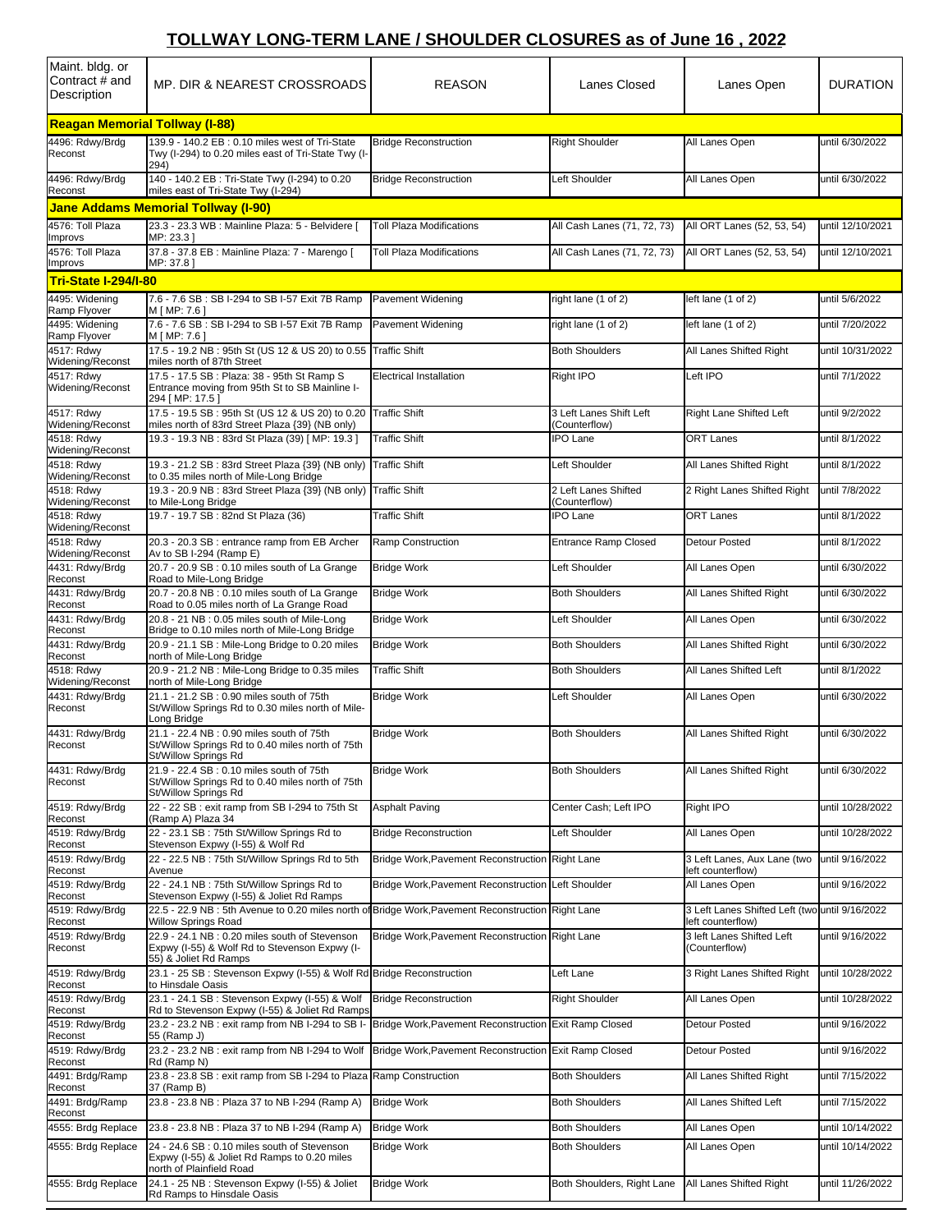# TOLLWAY LONG-TERM LANE / SHOULDER CLOSURES as of June 16 , 2022

| Maint. bldg. or Contract # and Description | MP. DIR & NEAREST CROSSROADS | REASON | Lanes Closed | Lanes Open | DURATION |
|---|---|---|---|---|---|
| **Reagan Memorial Tollway (I-88)** | | | | | |
| 4496: Rdwy/Brdg Reconst | 139.9 - 140.2 EB : 0.10 miles west of Tri-State Twy (I-294) to 0.20 miles east of Tri-State Twy (I-294) | Bridge Reconstruction | Right Shoulder | All Lanes Open | until 6/30/2022 |
| 4496: Rdwy/Brdg Reconst | 140 - 140.2 EB : Tri-State Twy (I-294) to 0.20 miles east of Tri-State Twy (I-294) | Bridge Reconstruction | Left Shoulder | All Lanes Open | until 6/30/2022 |
| **Jane Addams Memorial Tollway (I-90)** | | | | | |
| 4576: Toll Plaza Improvs | 23.3 - 23.3 WB : Mainline Plaza: 5 - Belvidere [ MP: 23.3 ] | Toll Plaza Modifications | All Cash Lanes (71, 72, 73) | All ORT Lanes (52, 53, 54) | until 12/10/2021 |
| 4576: Toll Plaza Improvs | 37.8 - 37.8 EB : Mainline Plaza: 7 - Marengo [ MP: 37.8 ] | Toll Plaza Modifications | All Cash Lanes (71, 72, 73) | All ORT Lanes (52, 53, 54) | until 12/10/2021 |
| **Tri-State I-294/I-80** | | | | | |
| 4495: Widening Ramp Flyover | 7.6 - 7.6 SB : SB I-294 to SB I-57 Exit 7B Ramp M [ MP: 7.6 ] | Pavement Widening | right lane (1 of 2) | left lane (1 of 2) | until 5/6/2022 |
| 4495: Widening Ramp Flyover | 7.6 - 7.6 SB : SB I-294 to SB I-57 Exit 7B Ramp M [ MP: 7.6 ] | Pavement Widening | right lane (1 of 2) | left lane (1 of 2) | until 7/20/2022 |
| 4517: Rdwy Widening/Reconst | 17.5 - 19.2 NB : 95th St (US 12 & US 20) to 0.55 miles north of 87th Street | Traffic Shift | Both Shoulders | All Lanes Shifted Right | until 10/31/2022 |
| 4517: Rdwy Widening/Reconst | 17.5 - 17.5 SB : Plaza: 38 - 95th St Ramp S Entrance moving from 95th St to SB Mainline I-294 [ MP: 17.5 ] | Electrical Installation | Right IPO | Left IPO | until 7/1/2022 |
| 4517: Rdwy Widening/Reconst | 17.5 - 19.5 SB : 95th St (US 12 & US 20) to 0.20 miles north of 83rd Street Plaza {39} (NB only) | Traffic Shift | 3 Left Lanes Shift Left (Counterflow) | Right Lane Shifted Left | until 9/2/2022 |
| 4518: Rdwy Widening/Reconst | 19.3 - 19.3 NB : 83rd St Plaza (39) [ MP: 19.3 ] | Traffic Shift | IPO Lane | ORT Lanes | until 8/1/2022 |
| 4518: Rdwy Widening/Reconst | 19.3 - 21.2 SB : 83rd Street Plaza {39} (NB only) to 0.35 miles north of Mile-Long Bridge | Traffic Shift | Left Shoulder | All Lanes Shifted Right | until 8/1/2022 |
| 4518: Rdwy Widening/Reconst | 19.3 - 20.9 NB : 83rd Street Plaza {39} (NB only) to Mile-Long Bridge | Traffic Shift | 2 Left Lanes Shifted (Counterflow) | 2 Right Lanes Shifted Right | until 7/8/2022 |
| 4518: Rdwy Widening/Reconst | 19.7 - 19.7 SB : 82nd St Plaza (36) | Traffic Shift | IPO Lane | ORT Lanes | until 8/1/2022 |
| 4518: Rdwy Widening/Reconst | 20.3 - 20.3 SB : entrance ramp from EB Archer Av to SB I-294 (Ramp E) | Ramp Construction | Entrance Ramp Closed | Detour Posted | until 8/1/2022 |
| 4431: Rdwy/Brdg Reconst | 20.7 - 20.9 SB : 0.10 miles south of La Grange Road to Mile-Long Bridge | Bridge Work | Left Shoulder | All Lanes Open | until 6/30/2022 |
| 4431: Rdwy/Brdg Reconst | 20.7 - 20.8 NB : 0.10 miles south of La Grange Road to 0.05 miles north of La Grange Road | Bridge Work | Both Shoulders | All Lanes Shifted Right | until 6/30/2022 |
| 4431: Rdwy/Brdg Reconst | 20.8 - 21 NB : 0.05 miles south of Mile-Long Bridge to 0.10 miles north of Mile-Long Bridge | Bridge Work | Left Shoulder | All Lanes Open | until 6/30/2022 |
| 4431: Rdwy/Brdg Reconst | 20.9 - 21.1 SB : Mile-Long Bridge to 0.20 miles north of Mile-Long Bridge | Bridge Work | Both Shoulders | All Lanes Shifted Right | until 6/30/2022 |
| 4518: Rdwy Widening/Reconst | 20.9 - 21.2 NB : Mile-Long Bridge to 0.35 miles north of Mile-Long Bridge | Traffic Shift | Both Shoulders | All Lanes Shifted Left | until 8/1/2022 |
| 4431: Rdwy/Brdg Reconst | 21.1 - 21.2 SB : 0.90 miles south of 75th St/Willow Springs Rd to 0.30 miles north of Mile-Long Bridge | Bridge Work | Left Shoulder | All Lanes Open | until 6/30/2022 |
| 4431: Rdwy/Brdg Reconst | 21.1 - 22.4 NB : 0.90 miles south of 75th St/Willow Springs Rd to 0.40 miles north of 75th St/Willow Springs Rd | Bridge Work | Both Shoulders | All Lanes Shifted Right | until 6/30/2022 |
| 4431: Rdwy/Brdg Reconst | 21.9 - 22.4 SB : 0.10 miles south of 75th St/Willow Springs Rd to 0.40 miles north of 75th St/Willow Springs Rd | Bridge Work | Both Shoulders | All Lanes Shifted Right | until 6/30/2022 |
| 4519: Rdwy/Brdg Reconst | 22 - 22 SB : exit ramp from SB I-294 to 75th St (Ramp A) Plaza 34 | Asphalt Paving | Center Cash; Left IPO | Right IPO | until 10/28/2022 |
| 4519: Rdwy/Brdg Reconst | 22 - 23.1 SB : 75th St/Willow Springs Rd to Stevenson Expwy (I-55) & Wolf Rd | Bridge Reconstruction | Left Shoulder | All Lanes Open | until 10/28/2022 |
| 4519: Rdwy/Brdg Reconst | 22 - 22.5 NB : 75th St/Willow Springs Rd to 5th Avenue | Bridge Work,Pavement Reconstruction | Right Lane | 3 Left Lanes, Aux Lane (two left counterflow) | until 9/16/2022 |
| 4519: Rdwy/Brdg Reconst | 22 - 24.1 NB : 75th St/Willow Springs Rd to Stevenson Expwy (I-55) & Joliet Rd Ramps | Bridge Work,Pavement Reconstruction | Left Shoulder | All Lanes Open | until 9/16/2022 |
| 4519: Rdwy/Brdg Reconst | 22.5 - 22.9 NB : 5th Avenue to 0.20 miles north of Willow Springs Road | Bridge Work,Pavement Reconstruction | Right Lane | 3 Left Lanes Shifted Left (two left counterflow) | until 9/16/2022 |
| 4519: Rdwy/Brdg Reconst | 22.9 - 24.1 NB : 0.20 miles south of Stevenson Expwy (I-55) & Wolf Rd to Stevenson Expwy (I-55) & Joliet Rd Ramps | Bridge Work,Pavement Reconstruction | Right Lane | 3 left Lanes Shifted Left (Counterflow) | until 9/16/2022 |
| 4519: Rdwy/Brdg Reconst | 23.1 - 25 SB : Stevenson Expwy (I-55) & Wolf Rd to Hinsdale Oasis | Bridge Reconstruction | Left Lane | 3 Right Lanes Shifted Right | until 10/28/2022 |
| 4519: Rdwy/Brdg Reconst | 23.1 - 24.1 SB : Stevenson Expwy (I-55) & Wolf Rd to Stevenson Expwy (I-55) & Joliet Rd Ramps | Bridge Reconstruction | Right Shoulder | All Lanes Open | until 10/28/2022 |
| 4519: Rdwy/Brdg Reconst | 23.2 - 23.2 NB : exit ramp from NB I-294 to SB I-55 (Ramp J) | Bridge Work,Pavement Reconstruction | Exit Ramp Closed | Detour Posted | until 9/16/2022 |
| 4519: Rdwy/Brdg Reconst | 23.2 - 23.2 NB : exit ramp from NB I-294 to Wolf Rd (Ramp N) | Bridge Work,Pavement Reconstruction | Exit Ramp Closed | Detour Posted | until 9/16/2022 |
| 4491: Brdg/Ramp Reconst | 23.8 - 23.8 SB : exit ramp from SB I-294 to Plaza 37 (Ramp B) | Ramp Construction | Both Shoulders | All Lanes Shifted Right | until 7/15/2022 |
| 4491: Brdg/Ramp Reconst | 23.8 - 23.8 NB : Plaza 37 to NB I-294 (Ramp A) | Bridge Work | Both Shoulders | All Lanes Shifted Left | until 7/15/2022 |
| 4555: Brdg Replace | 23.8 - 23.8 NB : Plaza 37 to NB I-294 (Ramp A) | Bridge Work | Both Shoulders | All Lanes Open | until 10/14/2022 |
| 4555: Brdg Replace | 24 - 24.6 SB : 0.10 miles south of Stevenson Expwy (I-55) & Joliet Rd Ramps to 0.20 miles north of Plainfield Road | Bridge Work | Both Shoulders | All Lanes Open | until 10/14/2022 |
| 4555: Brdg Replace | 24.1 - 25 NB : Stevenson Expwy (I-55) & Joliet Rd Ramps to Hinsdale Oasis | Bridge Work | Both Shoulders, Right Lane | All Lanes Shifted Right | until 11/26/2022 |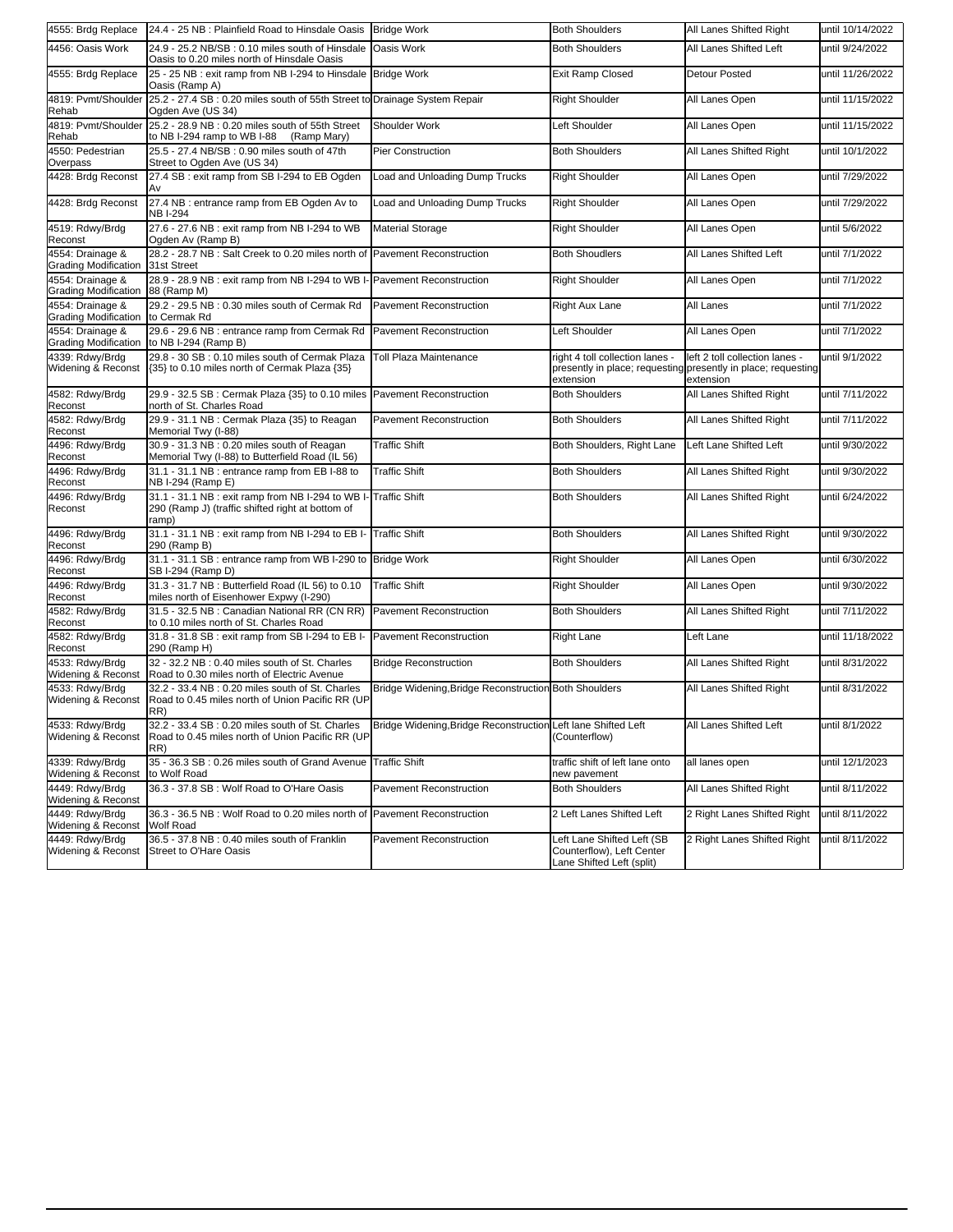| | | | | | |
|---|---|---|---|---|---|
| 4555: Brdg Replace | 24.4 - 25 NB : Plainfield Road to Hinsdale Oasis | Bridge Work | Both Shoulders | All Lanes Shifted Right | until 10/14/2022 |
| 4456: Oasis Work | 24.9 - 25.2 NB/SB : 0.10 miles south of Hinsdale Oasis to 0.20 miles north of Hinsdale Oasis | Oasis Work | Both Shoulders | All Lanes Shifted Left | until 9/24/2022 |
| 4555: Brdg Replace | 25 - 25 NB : exit ramp from NB I-294 to Hinsdale Oasis (Ramp A) | Bridge Work | Exit Ramp Closed | Detour Posted | until 11/26/2022 |
| 4819: Pvmt/Shoulder Rehab | 25.2 - 27.4 SB : 0.20 miles south of 55th Street to Ogden Ave (US 34) | Drainage System Repair | Right Shoulder | All Lanes Open | until 11/15/2022 |
| 4819: Pvmt/Shoulder Rehab | 25.2 - 28.9 NB : 0.20 miles south of 55th Street to NB I-294 ramp to WB I-88 (Ramp Mary) | Shoulder Work | Left Shoulder | All Lanes Open | until 11/15/2022 |
| 4550: Pedestrian Overpass | 25.5 - 27.4 NB/SB : 0.90 miles south of 47th Street to Ogden Ave (US 34) | Pier Construction | Both Shoulders | All Lanes Shifted Right | until 10/1/2022 |
| 4428: Brdg Reconst | 27.4 SB : exit ramp from SB I-294 to EB Ogden Av | Load and Unloading Dump Trucks | Right Shoulder | All Lanes Open | until 7/29/2022 |
| 4428: Brdg Reconst | 27.4 NB : entrance ramp from EB Ogden Av to NB I-294 | Load and Unloading Dump Trucks | Right Shoulder | All Lanes Open | until 7/29/2022 |
| 4519: Rdwy/Brdg Reconst | 27.6 - 27.6 NB : exit ramp from NB I-294 to WB Ogden Av (Ramp B) | Material Storage | Right Shoulder | All Lanes Open | until 5/6/2022 |
| 4554: Drainage & Grading Modification | 28.2 - 28.7 NB : Salt Creek to 0.20 miles north of 31st Street | Pavement Reconstruction | Both Shoudlers | All Lanes Shifted Left | until 7/1/2022 |
| 4554: Drainage & Grading Modification | 28.9 - 28.9 NB : exit ramp from NB I-294 to WB I-88 (Ramp M) | Pavement Reconstruction | Right Shoulder | All Lanes Open | until 7/1/2022 |
| 4554: Drainage & Grading Modification | 29.2 - 29.5 NB : 0.30 miles south of Cermak Rd to Cermak Rd | Pavement Reconstruction | Right Aux Lane | All Lanes | until 7/1/2022 |
| 4554: Drainage & Grading Modification | 29.6 - 29.6 NB : entrance ramp from Cermak Rd to NB I-294 (Ramp B) | Pavement Reconstruction | Left Shoulder | All Lanes Open | until 7/1/2022 |
| 4339: Rdwy/Brdg Widening & Reconst | 29.8 - 30 SB : 0.10 miles south of Cermak Plaza {35} to 0.10 miles north of Cermak Plaza {35} | Toll Plaza Maintenance | right 4 toll collection lanes - presently in place; requesting extension | left 2 toll collection lanes - presently in place; requesting extension | until 9/1/2022 |
| 4582: Rdwy/Brdg Reconst | 29.9 - 32.5 SB : Cermak Plaza {35} to 0.10 miles north of St. Charles Road | Pavement Reconstruction | Both Shoulders | All Lanes Shifted Right | until 7/11/2022 |
| 4582: Rdwy/Brdg Reconst | 29.9 - 31.1 NB : Cermak Plaza {35} to Reagan Memorial Twy (I-88) | Pavement Reconstruction | Both Shoulders | All Lanes Shifted Right | until 7/11/2022 |
| 4496: Rdwy/Brdg Reconst | 30.9 - 31.3 NB : 0.20 miles south of Reagan Memorial Twy (I-88) to Butterfield Road (IL 56) | Traffic Shift | Both Shoulders, Right Lane | Left Lane Shifted Left | until 9/30/2022 |
| 4496: Rdwy/Brdg Reconst | 31.1 - 31.1 NB : entrance ramp from EB I-88 to NB I-294 (Ramp E) | Traffic Shift | Both Shoulders | All Lanes Shifted Right | until 9/30/2022 |
| 4496: Rdwy/Brdg Reconst | 31.1 - 31.1 NB : exit ramp from NB I-294 to WB I-290 (Ramp J) (traffic shifted right at bottom of ramp) | Traffic Shift | Both Shoulders | All Lanes Shifted Right | until 6/24/2022 |
| 4496: Rdwy/Brdg Reconst | 31.1 - 31.1 NB : exit ramp from NB I-294 to EB I-290 (Ramp B) | Traffic Shift | Both Shoulders | All Lanes Shifted Right | until 9/30/2022 |
| 4496: Rdwy/Brdg Reconst | 31.1 - 31.1 SB : entrance ramp from WB I-290 to SB I-294 (Ramp D) | Bridge Work | Right Shoulder | All Lanes Open | until 6/30/2022 |
| 4496: Rdwy/Brdg Reconst | 31.3 - 31.7 NB : Butterfield Road (IL 56) to 0.10 miles north of Eisenhower Expwy (I-290) | Traffic Shift | Right Shoulder | All Lanes Open | until 9/30/2022 |
| 4582: Rdwy/Brdg Reconst | 31.5 - 32.5 NB : Canadian National RR (CN RR) to 0.10 miles north of St. Charles Road | Pavement Reconstruction | Both Shoulders | All Lanes Shifted Right | until 7/11/2022 |
| 4582: Rdwy/Brdg Reconst | 31.8 - 31.8 SB : exit ramp from SB I-294 to EB I-290 (Ramp H) | Pavement Reconstruction | Right Lane | Left Lane | until 11/18/2022 |
| 4533: Rdwy/Brdg Widening & Reconst | 32 - 32.2 NB : 0.40 miles south of St. Charles Road to 0.30 miles north of Electric Avenue | Bridge Reconstruction | Both Shoulders | All Lanes Shifted Right | until 8/31/2022 |
| 4533: Rdwy/Brdg Widening & Reconst | 32.2 - 33.4 NB : 0.20 miles south of St. Charles Road to 0.45 miles north of Union Pacific RR (UP RR) | Bridge Widening,Bridge Reconstruction | Both Shoulders | All Lanes Shifted Right | until 8/31/2022 |
| 4533: Rdwy/Brdg Widening & Reconst | 32.2 - 33.4 SB : 0.20 miles south of St. Charles Road to 0.45 miles north of Union Pacific RR (UP RR) | Bridge Widening,Bridge Reconstruction | Left lane Shifted Left (Counterflow) | All Lanes Shifted Left | until 8/1/2022 |
| 4339: Rdwy/Brdg Widening & Reconst | 35 - 36.3 SB : 0.26 miles south of Grand Avenue to Wolf Road | Traffic Shift | traffic shift of left lane onto new pavement | all lanes open | until 12/1/2023 |
| 4449: Rdwy/Brdg Widening & Reconst | 36.3 - 37.8 SB : Wolf Road to O'Hare Oasis | Pavement Reconstruction | Both Shoulders | All Lanes Shifted Right | until 8/11/2022 |
| 4449: Rdwy/Brdg Widening & Reconst | 36.3 - 36.5 NB : Wolf Road to 0.20 miles north of Wolf Road | Pavement Reconstruction | 2 Left Lanes Shifted Left | 2 Right Lanes Shifted Right | until 8/11/2022 |
| 4449: Rdwy/Brdg Widening & Reconst | 36.5 - 37.8 NB : 0.40 miles south of Franklin Street to O'Hare Oasis | Pavement Reconstruction | Left Lane Shifted Left (SB Counterflow), Left Center Lane Shifted Left (split) | 2 Right Lanes Shifted Right | until 8/11/2022 |